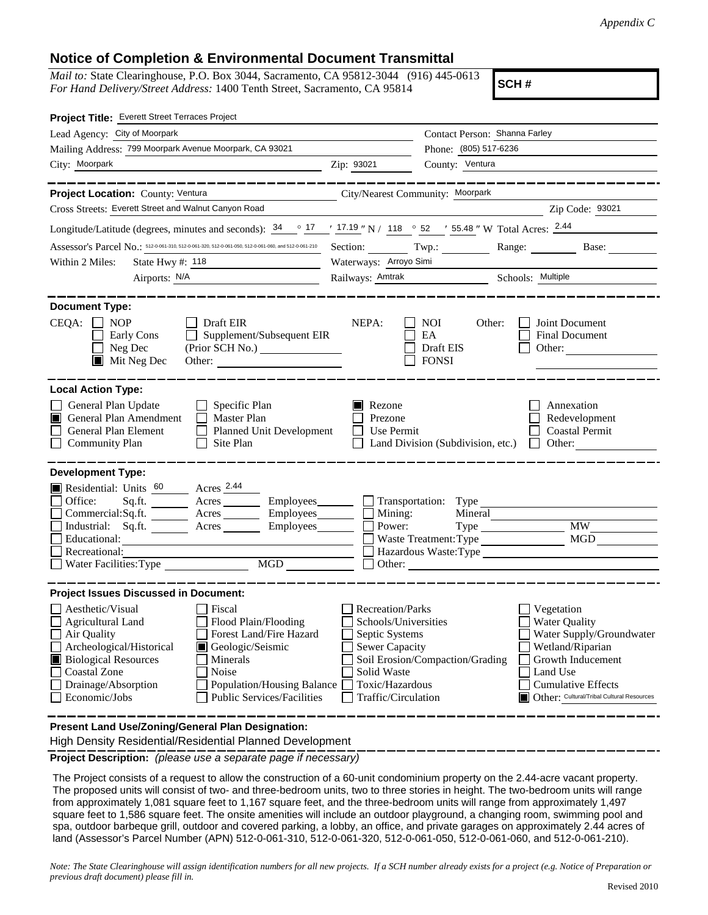*Appendix C*

## Notice of Completion & Environmental Document Transmittal

*Mail to:* State Clearinghouse, P.O. Box 3044, Sacramento, CA 95812-3044 (916) 445-0613
*For Hand Delivery/Street Address:* 1400 Tenth Street, Sacramento, CA 95814

**SCH #**

**Project Title:** Everett Street Terraces Project

Lead Agency: City of Moorpark
Contact Person: Shanna Farley
Mailing Address: 799 Moorpark Avenue Moorpark, CA 93021
Phone: (805) 517-6236
City: Moorpark
Zip: 93021
County: Ventura

**Project Location:** County: Ventura
City/Nearest Community: Moorpark
Cross Streets: Everett Street and Walnut Canyon Road
Zip Code: 93021

Longitude/Latitude (degrees, minutes and seconds): 34 ° 17 ′ 17.19 ″ N / 118 ° 52 ′ 55.48 ″ W Total Acres: 2.44

Assessor's Parcel No.: 512-0-061-310, 512-0-061-320, 512-0-061-050, 512-0-061-060, and 512-0-061-210
Section: Twp.: Range: Base:

Within 2 Miles: State Hwy #: 118
Waterways: Arroyo Simi
Airports: N/A
Railways: Amtrak
Schools: Multiple

**Document Type:**

CEQA:
- [ ] NOP
- [ ] Early Cons
- [ ] Neg Dec
- [x] Mit Neg Dec
- [ ] Draft EIR
- [ ] Supplement/Subsequent EIR (Prior SCH No.)
- Other:

NEPA:
- [ ] NOI
- [ ] EA
- [ ] Draft EIS
- [ ] FONSI

Other:
- [ ] Joint Document
- [ ] Final Document
- [ ] Other:

**Local Action Type:**

- [ ] General Plan Update
- [x] General Plan Amendment
- [ ] General Plan Element
- [ ] Community Plan
- [ ] Specific Plan
- [ ] Master Plan
- [ ] Planned Unit Development
- [ ] Site Plan
- [x] Rezone
- [ ] Prezone
- [ ] Use Permit
- [ ] Land Division (Subdivision, etc.)
- [ ] Annexation
- [ ] Redevelopment
- [ ] Coastal Permit
- [ ] Other:

**Development Type:**

- [x] Residential: Units 60 Acres 2.44
- [ ] Office: Sq.ft. Acres Employees
- [ ] Commercial: Sq.ft. Acres Employees
- [ ] Industrial: Sq.ft. Acres Employees
- [ ] Educational:
- [ ] Recreational:
- [ ] Water Facilities: Type MGD
- [ ] Transportation: Type
- [ ] Mining: Mineral
- [ ] Power: Type MW
- [ ] Waste Treatment: Type MGD
- [ ] Hazardous Waste: Type
- [ ] Other:

**Project Issues Discussed in Document:**

- [ ] Aesthetic/Visual
- [ ] Agricultural Land
- [ ] Air Quality
- [ ] Archeological/Historical
- [x] Biological Resources
- [ ] Coastal Zone
- [ ] Drainage/Absorption
- [ ] Economic/Jobs
- [ ] Fiscal
- [ ] Flood Plain/Flooding
- [ ] Forest Land/Fire Hazard
- [x] Geologic/Seismic
- [ ] Minerals
- [ ] Noise
- [ ] Population/Housing Balance
- [ ] Public Services/Facilities
- [ ] Recreation/Parks
- [ ] Schools/Universities
- [ ] Septic Systems
- [ ] Sewer Capacity
- [ ] Soil Erosion/Compaction/Grading
- [ ] Solid Waste
- [ ] Toxic/Hazardous
- [ ] Traffic/Circulation
- [ ] Vegetation
- [ ] Water Quality
- [ ] Water Supply/Groundwater
- [ ] Wetland/Riparian
- [ ] Growth Inducement
- [ ] Land Use
- [ ] Cumulative Effects
- [x] Other: Cultural/Tribal Cultural Resources

**Present Land Use/Zoning/General Plan Designation:**

High Density Residential/Residential Planned Development

**Project Description:** *(please use a separate page if necessary)*

The Project consists of a request to allow the construction of a 60-unit condominium property on the 2.44-acre vacant property. The proposed units will consist of two- and three-bedroom units, two to three stories in height. The two-bedroom units will range from approximately 1,081 square feet to 1,167 square feet, and the three-bedroom units will range from approximately 1,497 square feet to 1,586 square feet. The onsite amenities will include an outdoor playground, a changing room, swimming pool and spa, outdoor barbeque grill, outdoor and covered parking, a lobby, an office, and private garages on approximately 2.44 acres of land (Assessor's Parcel Number (APN) 512-0-061-310, 512-0-061-320, 512-0-061-050, 512-0-061-060, and 512-0-061-210).

*Note: The State Clearinghouse will assign identification numbers for all new projects. If a SCH number already exists for a project (e.g. Notice of Preparation or previous draft document) please fill in.*

Revised 2010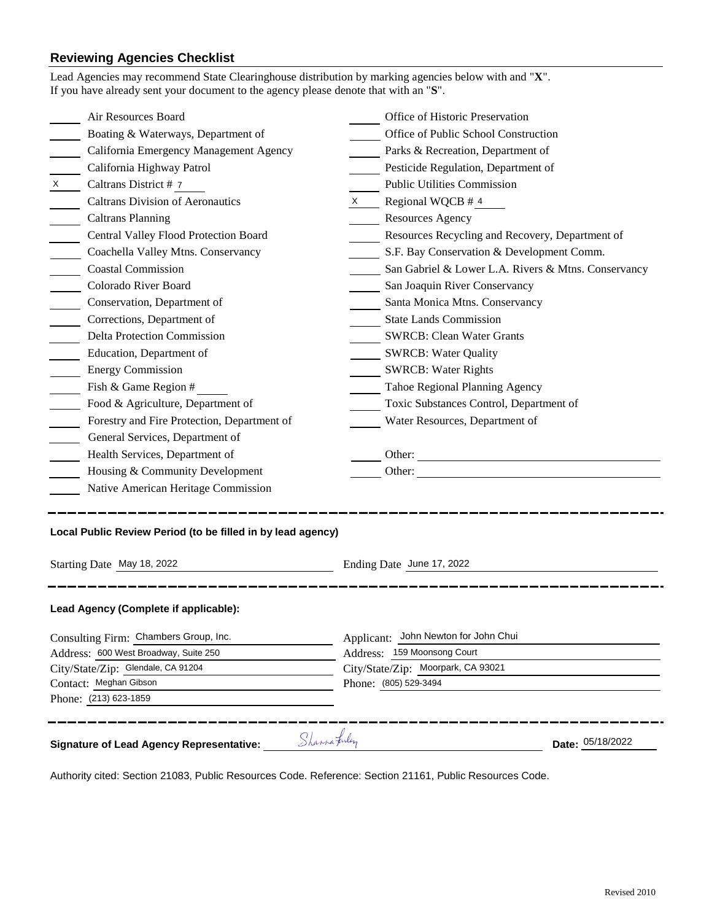## Reviewing Agencies Checklist

Lead Agencies may recommend State Clearinghouse distribution by marking agencies below with and "**X**".
If you have already sent your document to the agency please denote that with an "**S**".

| | | | |
|---|---|---|---|
| ____ | Air Resources Board | ____ | Office of Historic Preservation |
| ____ | Boating & Waterways, Department of | ____ | Office of Public School Construction |
| ____ | California Emergency Management Agency | ____ | Parks & Recreation, Department of |
| ____ | California Highway Patrol | ____ | Pesticide Regulation, Department of |
| X | Caltrans District # 7 | ____ | Public Utilities Commission |
| ____ | Caltrans Division of Aeronautics | X | Regional WQCB # 4 |
| ____ | Caltrans Planning | ____ | Resources Agency |
| ____ | Central Valley Flood Protection Board | ____ | Resources Recycling and Recovery, Department of |
| ____ | Coachella Valley Mtns. Conservancy | ____ | S.F. Bay Conservation & Development Comm. |
| ____ | Coastal Commission | ____ | San Gabriel & Lower L.A. Rivers & Mtns. Conservancy |
| ____ | Colorado River Board | ____ | San Joaquin River Conservancy |
| ____ | Conservation, Department of | ____ | Santa Monica Mtns. Conservancy |
| ____ | Corrections, Department of | ____ | State Lands Commission |
| ____ | Delta Protection Commission | ____ | SWRCB: Clean Water Grants |
| ____ | Education, Department of | ____ | SWRCB: Water Quality |
| ____ | Energy Commission | ____ | SWRCB: Water Rights |
| ____ | Fish & Game Region # ____ | ____ | Tahoe Regional Planning Agency |
| ____ | Food & Agriculture, Department of | ____ | Toxic Substances Control, Department of |
| ____ | Forestry and Fire Protection, Department of | ____ | Water Resources, Department of |
| ____ | General Services, Department of | | |
| ____ | Health Services, Department of | ____ | Other: ____ |
| ____ | Housing & Community Development | ____ | Other: ____ |
| ____ | Native American Heritage Commission | | |

---

**Local Public Review Period (to be filled in by lead agency)**

Starting Date May 18, 2022 Ending Date June 17, 2022

---

**Lead Agency (Complete if applicable):**

| | |
|---|---|
| Consulting Firm: Chambers Group, Inc. | Applicant: John Newton for John Chui |
| Address: 600 West Broadway, Suite 250 | Address: 159 Moonsong Court |
| City/State/Zip: Glendale, CA 91204 | City/State/Zip: Moorpark, CA 93021 |
| Contact: Meghan Gibson | Phone: (805) 529-3494 |
| Phone: (213) 623-1859 | |

---

**Signature of Lead Agency Representative:** Shanna Farley **Date:** 05/18/2022

Authority cited: Section 21083, Public Resources Code. Reference: Section 21161, Public Resources Code.

Revised 2010